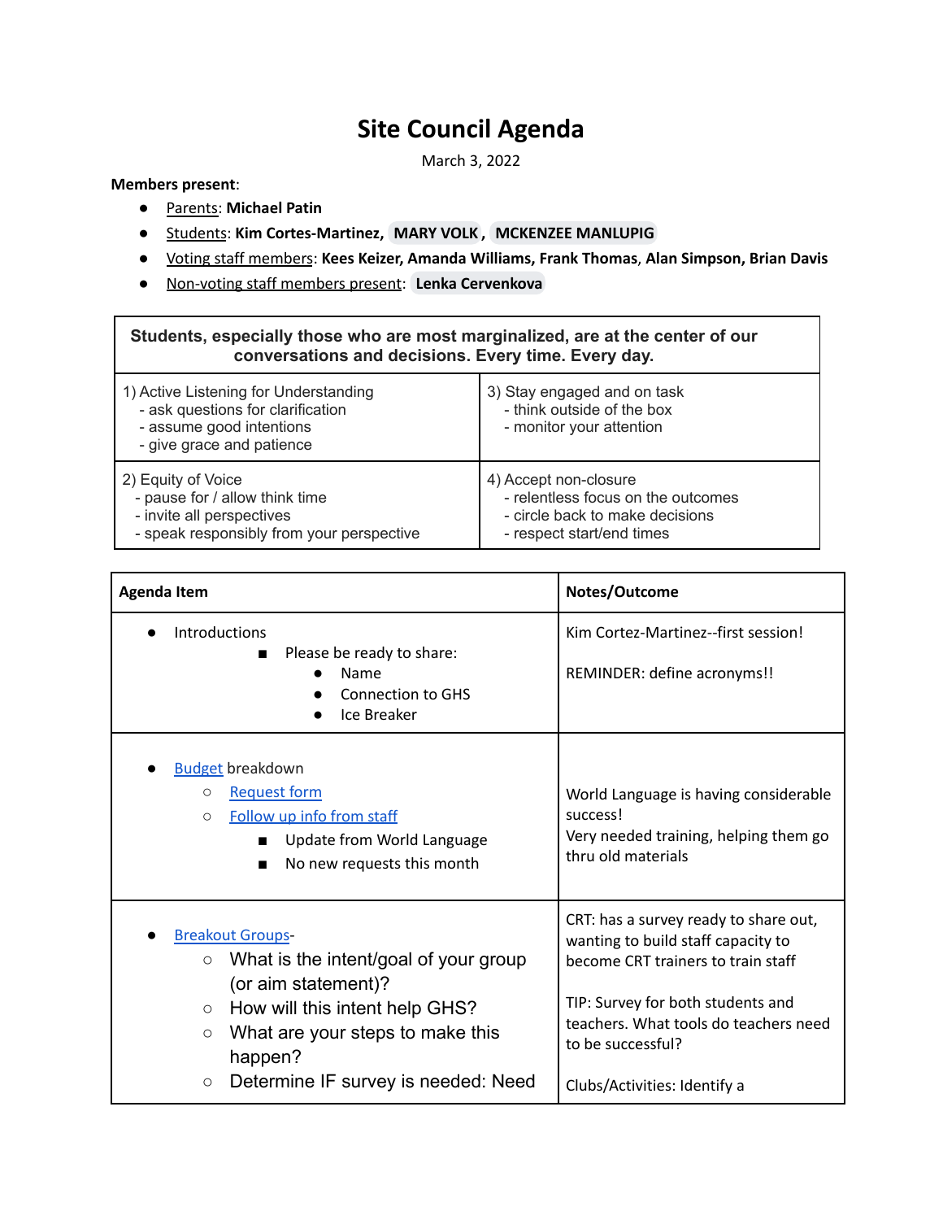# Site Council Agenda

March 3, 2022

**Members present**:

- Parents: **Michael Patin**
- Students: **Kim Cortes-Martinez, MARY VOLK, MCKENZEE MANLUPIG**
- Voting staff members: **Kees Keizer, Amanda Williams, Frank Thomas, Alan Simpson, Brian Davis**
- Non-voting staff members present: **Lenka Cervenkova**

| **Students, especially those who are most marginalized, are at the center of our conversations and decisions. Every time. Every day.** | |
|---|---|
| 1) Active Listening for Understanding<br>- ask questions for clarification<br>- assume good intentions<br>- give grace and patience | 3) Stay engaged and on task<br>- think outside of the box<br>- monitor your attention |
| 2) Equity of Voice<br>- pause for / allow think time<br>- invite all perspectives<br>- speak responsibly from your perspective | 4) Accept non-closure<br>- relentless focus on the outcomes<br>- circle back to make decisions<br>- respect start/end times |

| Agenda Item | Notes/Outcome |
|---|---|
| • Introductions<br>  ▪ Please be ready to share:<br>    • Name<br>    • Connection to GHS<br>    • Ice Breaker | Kim Cortez-Martinez--first session!<br><br>REMINDER: define acronyms!! |
| • Budget breakdown<br>  ○ Request form<br>  ○ Follow up info from staff<br>    ▪ Update from World Language<br>    ▪ No new requests this month | World Language is having considerable success!<br>Very needed training, helping them go thru old materials |
| • Breakout Groups-<br>  ○ What is the intent/goal of your group (or aim statement)?<br>  ○ How will this intent help GHS?<br>  ○ What are your steps to make this happen?<br>  ○ Determine IF survey is needed: Need | CRT: has a survey ready to share out, wanting to build staff capacity to become CRT trainers to train staff<br><br>TIP: Survey for both students and teachers. What tools do teachers need to be successful?<br><br>Clubs/Activities: Identify a |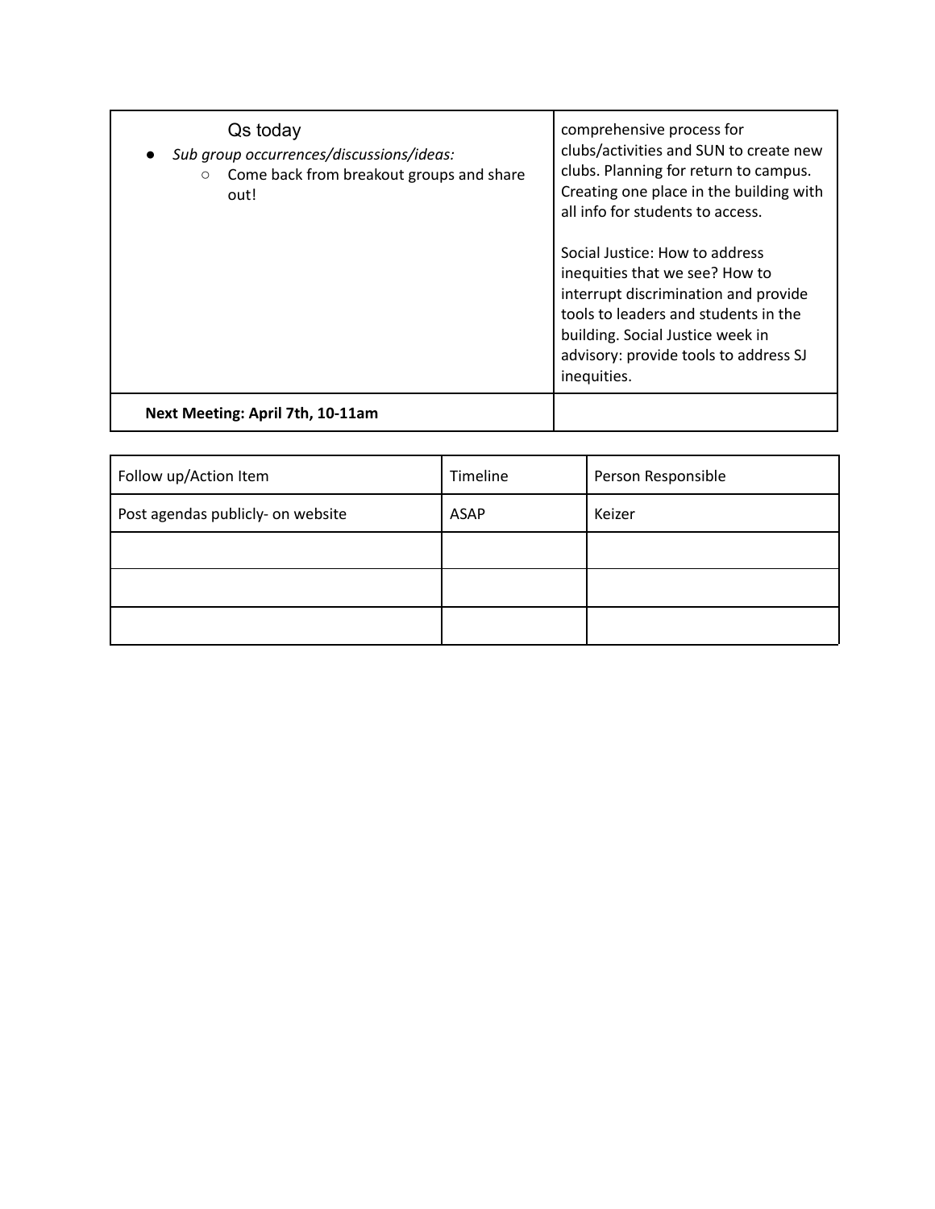| | |
|---|---|
| Qs today<br>● *Sub group occurrences/discussions/ideas:*<br>○ Come back from breakout groups and share out! | comprehensive process for clubs/activities and SUN to create new clubs. Planning for return to campus. Creating one place in the building with all info for students to access.<br><br>Social Justice: How to address inequities that we see? How to interrupt discrimination and provide tools to leaders and students in the building. Social Justice week in advisory: provide tools to address SJ inequities. |
| **Next Meeting: April 7th, 10-11am** | |

| Follow up/Action Item | Timeline | Person Responsible |
|---|---|---|
| Post agendas publicly- on website | ASAP | Keizer |
| | | |
| | | |
| | | |